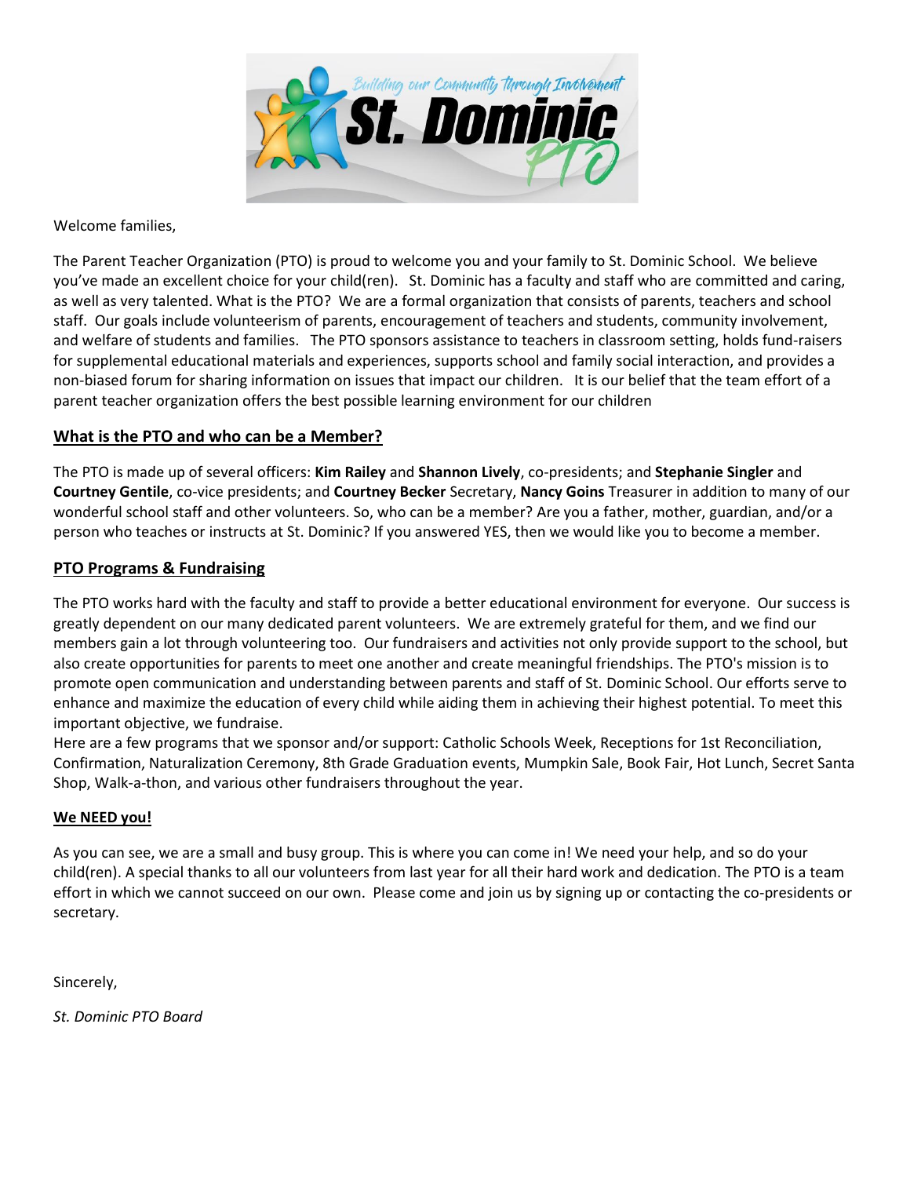Welcome families,

The Parent Teacher Organization (PTO) is proud to welcome you and your family to St. Dominic School. We believe you've made an excellent choice for your child(ren). St. Dominic has a faculty and staff who are committed and caring, as well as very talented. What is the PTO? We are a formal organization that consists of parents, teachers and school staff. Our goals include volunteerism of parents, encouragement of teachers and students, community involvement, and welfare of students and families. The PTO sponsors assistance to teachers in classroom setting, holds fund-raisers for supplemental educational materials and experiences, supports school and family social interaction, and provides a non-biased forum for sharing information on issues that impact our children. It is our belief that the team effort of a parent teacher organization offers the best possible learning environment for our children

## What is the PTO and who can be a Member?

The PTO is made up of several officers: **Kim Railey** and **Shannon Lively**, co-presidents; and **Stephanie Singler** and **Courtney Gentile**, co-vice presidents; and **Courtney Becker** Secretary, **Nancy Goins** Treasurer in addition to many of our wonderful school staff and other volunteers. So, who can be a member? Are you a father, mother, guardian, and/or a person who teaches or instructs at St. Dominic? If you answered YES, then we would like you to become a member.

## PTO Programs & Fundraising

The PTO works hard with the faculty and staff to provide a better educational environment for everyone. Our success is greatly dependent on our many dedicated parent volunteers. We are extremely grateful for them, and we find our members gain a lot through volunteering too. Our fundraisers and activities not only provide support to the school, but also create opportunities for parents to meet one another and create meaningful friendships. The PTO's mission is to promote open communication and understanding between parents and staff of St. Dominic School. Our efforts serve to enhance and maximize the education of every child while aiding them in achieving their highest potential. To meet this important objective, we fundraise.

Here are a few programs that we sponsor and/or support: Catholic Schools Week, Receptions for 1st Reconciliation, Confirmation, Naturalization Ceremony, 8th Grade Graduation events, Mumpkin Sale, Book Fair, Hot Lunch, Secret Santa Shop, Walk-a-thon, and various other fundraisers throughout the year.

## We NEED you!

As you can see, we are a small and busy group. This is where you can come in! We need your help, and so do your child(ren). A special thanks to all our volunteers from last year for all their hard work and dedication. The PTO is a team effort in which we cannot succeed on our own. Please come and join us by signing up or contacting the co-presidents or secretary.

Sincerely,

*St. Dominic PTO Board*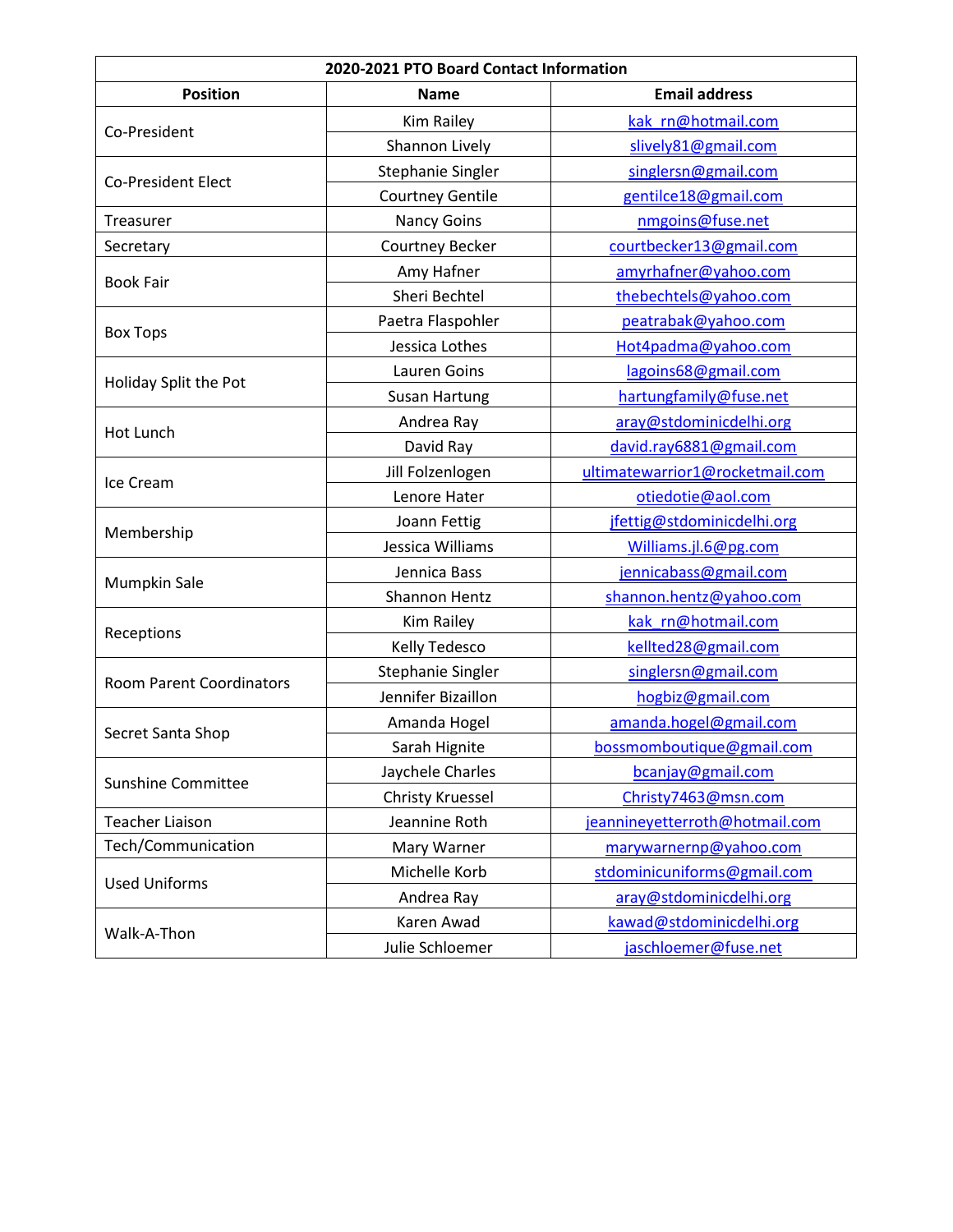| 2020-2021 PTO Board Contact Information | | |
|---|---|---|
| **Position** | **Name** | **Email address** |
| Co-President | Kim Railey | kak_rn@hotmail.com |
| | Shannon Lively | slively81@gmail.com |
| Co-President Elect | Stephanie Singler | singlersn@gmail.com |
| | Courtney Gentile | gentilce18@gmail.com |
| Treasurer | Nancy Goins | nmgoins@fuse.net |
| Secretary | Courtney Becker | courtbecker13@gmail.com |
| Book Fair | Amy Hafner | amyrhafner@yahoo.com |
| | Sheri Bechtel | thebechtels@yahoo.com |
| Box Tops | Paetra Flaspohler | peatrabak@yahoo.com |
| | Jessica Lothes | Hot4padma@yahoo.com |
| Holiday Split the Pot | Lauren Goins | lagoins68@gmail.com |
| | Susan Hartung | hartungfamily@fuse.net |
| Hot Lunch | Andrea Ray | aray@stdominicdelhi.org |
| | David Ray | david.ray6881@gmail.com |
| Ice Cream | Jill Folzenlogen | ultimatewarrior1@rocketmail.com |
| | Lenore Hater | otiedotie@aol.com |
| Membership | Joann Fettig | jfettig@stdominicdelhi.org |
| | Jessica Williams | Williams.jl.6@pg.com |
| Mumpkin Sale | Jennica Bass | jennicabass@gmail.com |
| | Shannon Hentz | shannon.hentz@yahoo.com |
| Receptions | Kim Railey | kak_rn@hotmail.com |
| | Kelly Tedesco | kellted28@gmail.com |
| Room Parent Coordinators | Stephanie Singler | singlersn@gmail.com |
| | Jennifer Bizaillon | hogbiz@gmail.com |
| Secret Santa Shop | Amanda Hogel | amanda.hogel@gmail.com |
| | Sarah Hignite | bossmomboutique@gmail.com |
| Sunshine Committee | Jaychele Charles | bcanjay@gmail.com |
| | Christy Kruessel | Christy7463@msn.com |
| Teacher Liaison | Jeannine Roth | jeannineyetterroth@hotmail.com |
| Tech/Communication | Mary Warner | marywarnernp@yahoo.com |
| Used Uniforms | Michelle Korb | stdominicuniforms@gmail.com |
| | Andrea Ray | aray@stdominicdelhi.org |
| Walk-A-Thon | Karen Awad | kawad@stdominicdelhi.org |
| | Julie Schloemer | jaschloemer@fuse.net |